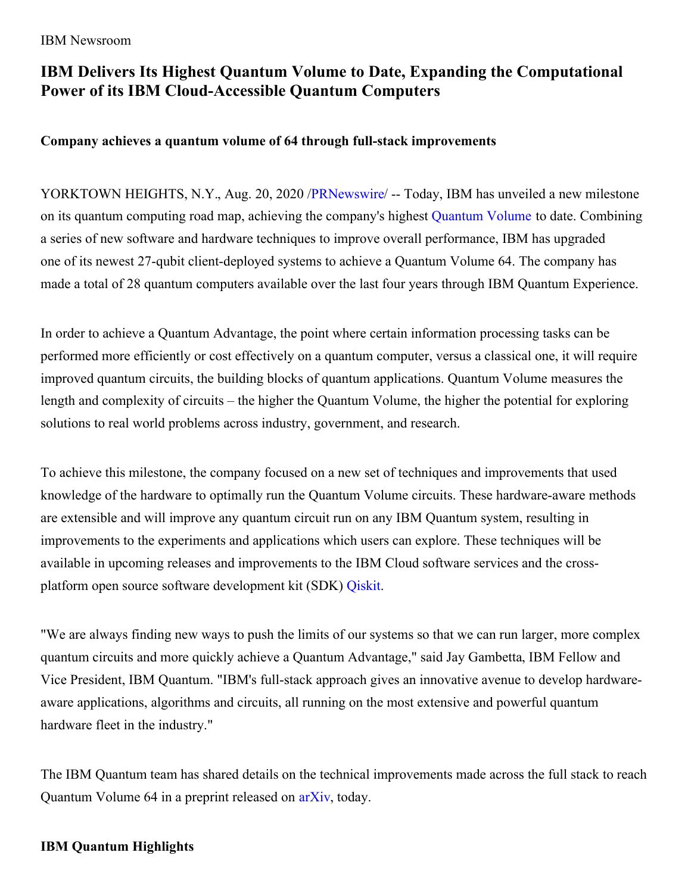IBM Newsroom

# IBM Delivers Its Highest Quantum Volume to Date, Expanding the Computational Power of its IBM Cloud-Accessible Quantum Computers

**Company achieves a quantum volume of 64 through full-stack improvements**

YORKTOWN HEIGHTS, N.Y., Aug. 20, 2020 /PRNewswire/ -- Today, IBM has unveiled a new milestone on its quantum computing road map, achieving the company's highest Quantum Volume to date. Combining a series of new software and hardware techniques to improve overall performance, IBM has upgraded one of its newest 27-qubit client-deployed systems to achieve a Quantum Volume 64. The company has made a total of 28 quantum computers available over the last four years through IBM Quantum Experience.

In order to achieve a Quantum Advantage, the point where certain information processing tasks can be performed more efficiently or cost effectively on a quantum computer, versus a classical one, it will require improved quantum circuits, the building blocks of quantum applications. Quantum Volume measures the length and complexity of circuits – the higher the Quantum Volume, the higher the potential for exploring solutions to real world problems across industry, government, and research.

To achieve this milestone, the company focused on a new set of techniques and improvements that used knowledge of the hardware to optimally run the Quantum Volume circuits. These hardware-aware methods are extensible and will improve any quantum circuit run on any IBM Quantum system, resulting in improvements to the experiments and applications which users can explore. These techniques will be available in upcoming releases and improvements to the IBM Cloud software services and the cross-platform open source software development kit (SDK) Qiskit.

"We are always finding new ways to push the limits of our systems so that we can run larger, more complex quantum circuits and more quickly achieve a Quantum Advantage," said Jay Gambetta, IBM Fellow and Vice President, IBM Quantum. "IBM's full-stack approach gives an innovative avenue to develop hardware-aware applications, algorithms and circuits, all running on the most extensive and powerful quantum hardware fleet in the industry."

The IBM Quantum team has shared details on the technical improvements made across the full stack to reach Quantum Volume 64 in a preprint released on arXiv, today.

**IBM Quantum Highlights**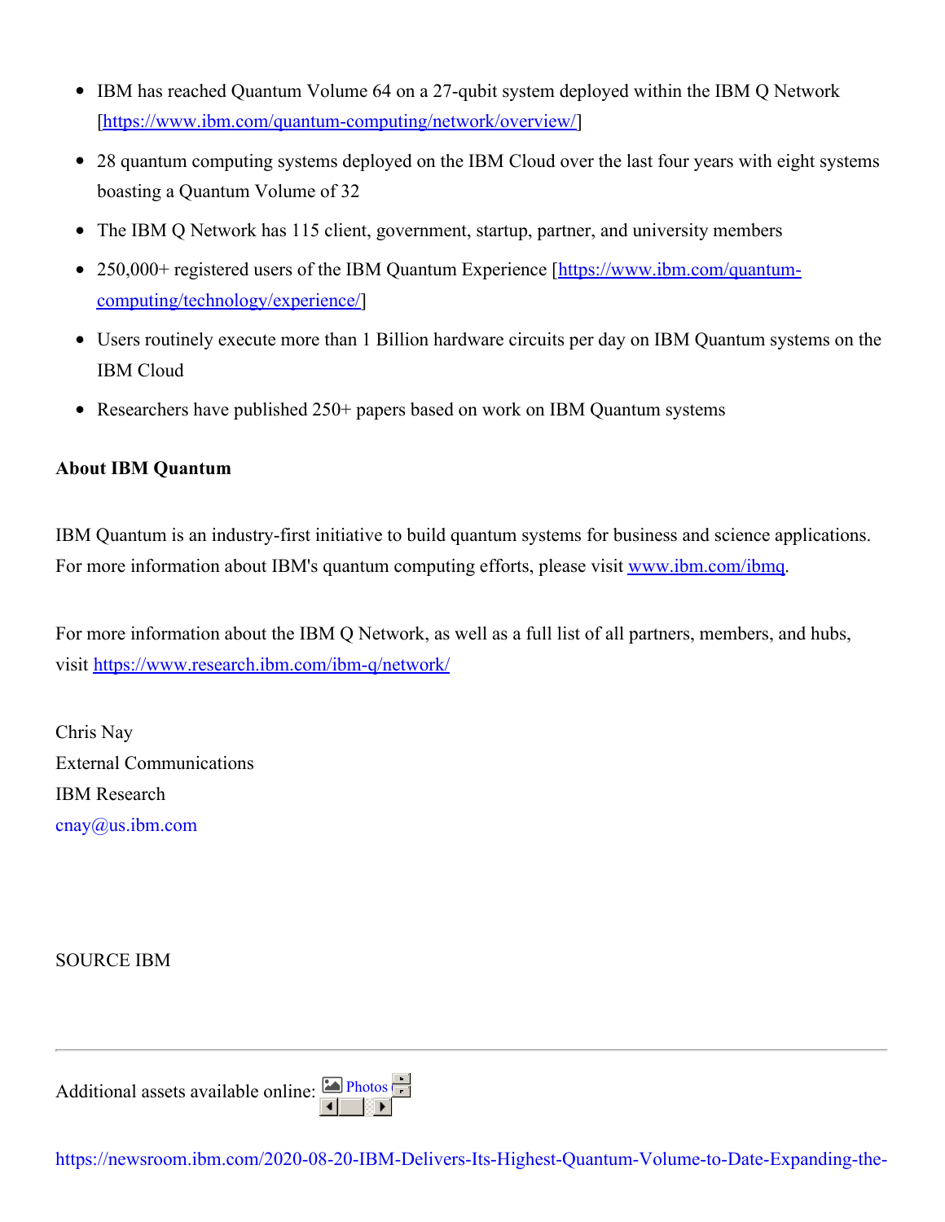- IBM has reached Quantum Volume 64 on a 27-qubit system deployed within the IBM Q Network [https://www.ibm.com/quantum-computing/network/overview/]
- 28 quantum computing systems deployed on the IBM Cloud over the last four years with eight systems boasting a Quantum Volume of 32
- The IBM Q Network has 115 client, government, startup, partner, and university members
- 250,000+ registered users of the IBM Quantum Experience [https://www.ibm.com/quantum-computing/technology/experience/]
- Users routinely execute more than 1 Billion hardware circuits per day on IBM Quantum systems on the IBM Cloud
- Researchers have published 250+ papers based on work on IBM Quantum systems

**About IBM Quantum**

IBM Quantum is an industry-first initiative to build quantum systems for business and science applications. For more information about IBM's quantum computing efforts, please visit www.ibm.com/ibmq.

For more information about the IBM Q Network, as well as a full list of all partners, members, and hubs, visit https://www.research.ibm.com/ibm-q/network/

Chris Nay
External Communications
IBM Research
cnay@us.ibm.com

SOURCE IBM

---

Additional assets available online: Photos

https://newsroom.ibm.com/2020-08-20-IBM-Delivers-Its-Highest-Quantum-Volume-to-Date-Expanding-the-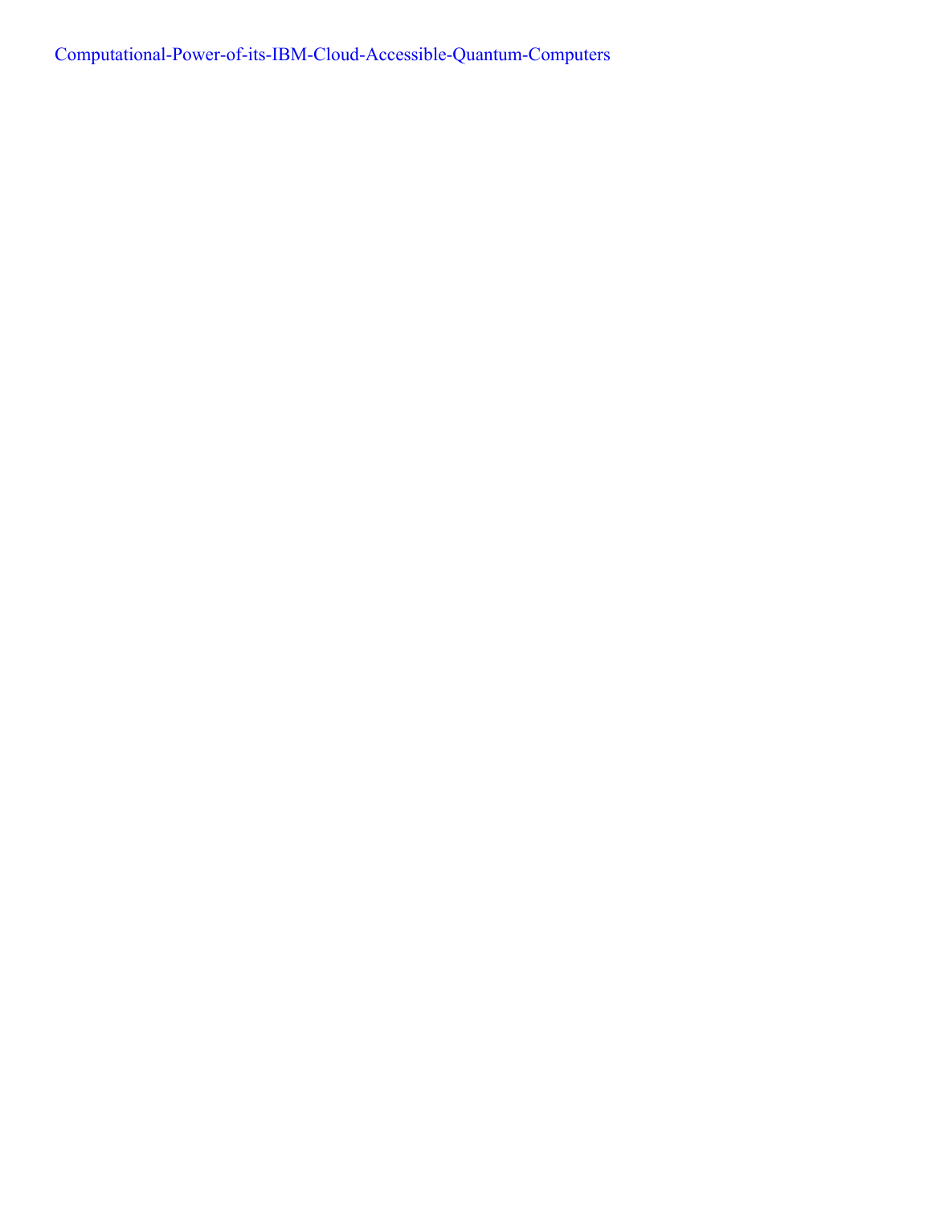Computational-Power-of-its-IBM-Cloud-Accessible-Quantum-Computers